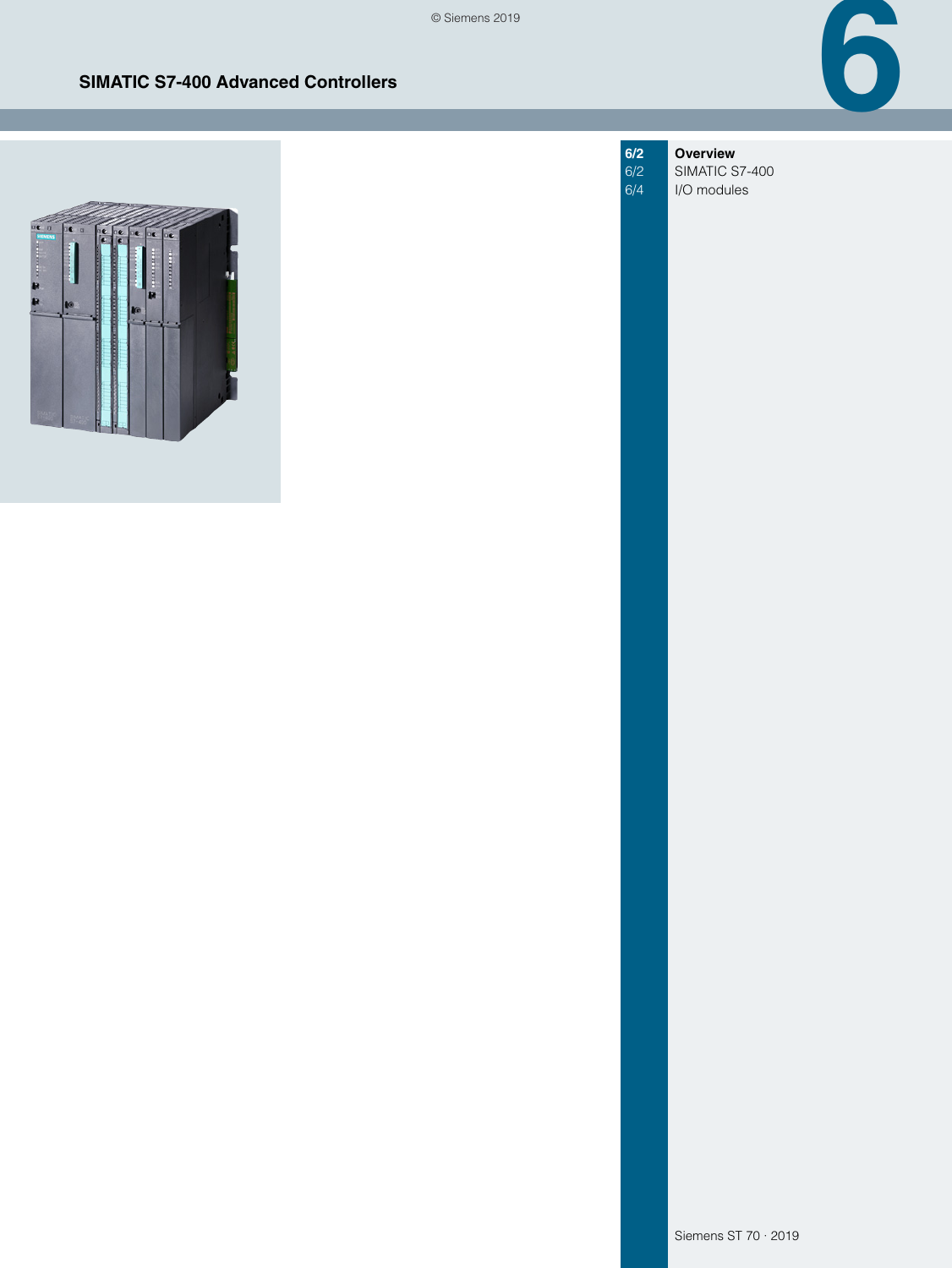# SIMATIC S7-400 Advanced Controllers

# 6

| | |
|---|---|
| **6/2** | **Overview** |
| 6/2 | SIMATIC S7-400 |
| 6/4 | I/O modules |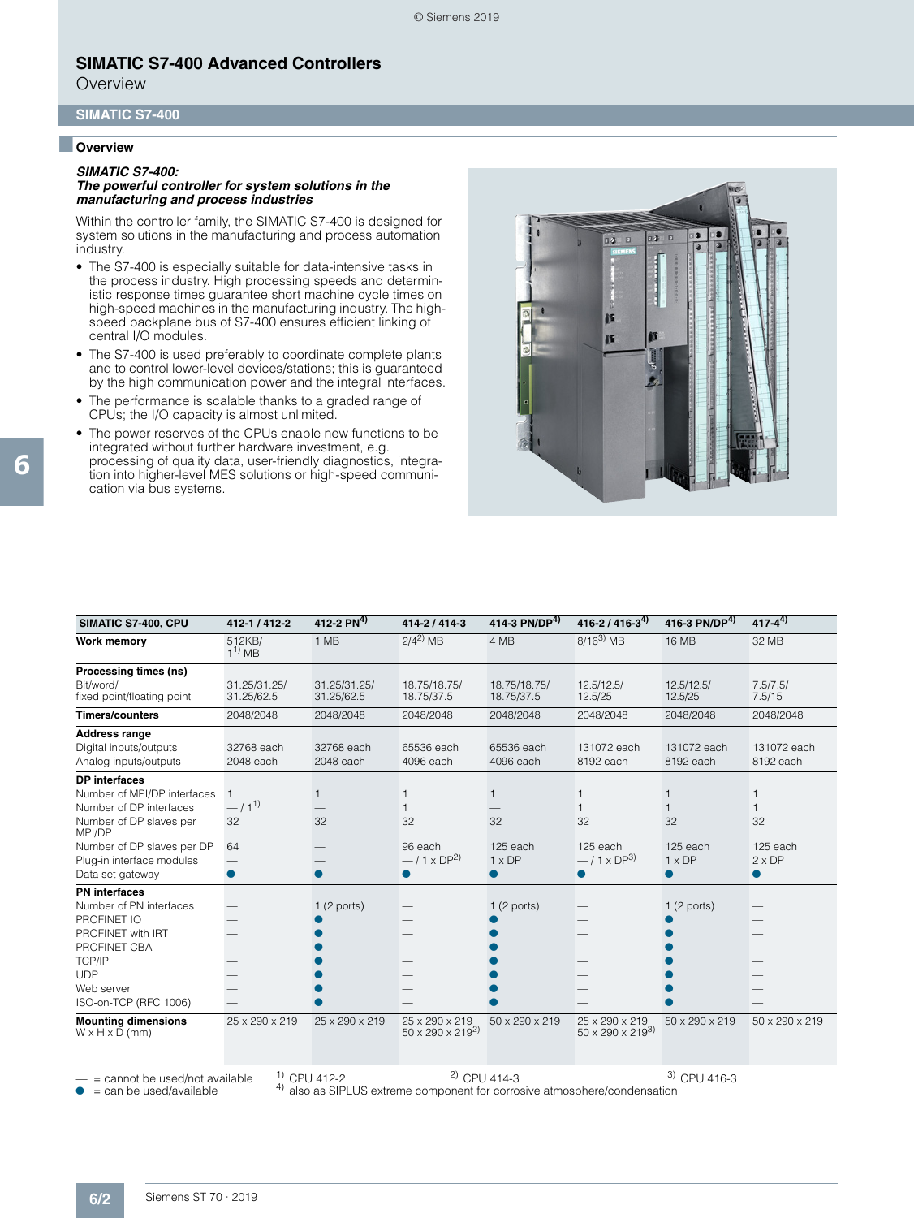# SIMATIC S7-400 Advanced Controllers

Overview

## SIMATIC S7-400

### Overview

***SIMATIC S7-400:***
***The powerful controller for system solutions in the manufacturing and process industries***

Within the controller family, the SIMATIC S7-400 is designed for system solutions in the manufacturing and process automation industry.

- The S7-400 is especially suitable for data-intensive tasks in the process industry. High processing speeds and deterministic response times guarantee short machine cycle times on high-speed machines in the manufacturing industry. The high-speed backplane bus of S7-400 ensures efficient linking of central I/O modules.
- The S7-400 is used preferably to coordinate complete plants and to control lower-level devices/stations; this is guaranteed by the high communication power and the integral interfaces.
- The performance is scalable thanks to a graded range of CPUs; the I/O capacity is almost unlimited.
- The power reserves of the CPUs enable new functions to be integrated without further hardware investment, e.g. processing of quality data, user-friendly diagnostics, integration into higher-level MES solutions or high-speed communication via bus systems.

| SIMATIC S7-400, CPU | 412-1 / 412-2 | 412-2 PN[4] | 414-2 / 414-3 | 414-3 PN/DP[4] | 416-2 / 416-3[4] | 416-3 PN/DP[4] | 417-4[4] |
|---|---|---|---|---|---|---|---|
| **Work memory** | 512KB/ 1[1] MB | 1 MB | 2/4[2] MB | 4 MB | 8/16[3] MB | 16 MB | 32 MB |
| **Processing times (ns)** | | | | | | | |
| Bit/word/ fixed point/floating point | 31.25/31.25/ 31.25/62.5 | 31.25/31.25/ 31.25/62.5 | 18.75/18.75/ 18.75/37.5 | 18.75/18.75/ 18.75/37.5 | 12.5/12.5/ 12.5/25 | 12.5/12.5/ 12.5/25 | 7.5/7.5/ 7.5/15 |
| **Timers/counters** | 2048/2048 | 2048/2048 | 2048/2048 | 2048/2048 | 2048/2048 | 2048/2048 | 2048/2048 |
| **Address range** | | | | | | | |
| Digital inputs/outputs | 32768 each | 32768 each | 65536 each | 65536 each | 131072 each | 131072 each | 131072 each |
| Analog inputs/outputs | 2048 each | 2048 each | 4096 each | 4096 each | 8192 each | 8192 each | 8192 each |
| **DP interfaces** | | | | | | | |
| Number of MPI/DP interfaces | 1 | 1 | 1 | 1 | 1 | 1 | 1 |
| Number of DP interfaces | — / 1[1] | — | 1 | — | 1 | 1 | 1 |
| Number of DP slaves per MPI/DP | 32 | 32 | 32 | 32 | 32 | 32 | 32 |
| Number of DP slaves per DP | 64 | — | 96 each | 125 each | 125 each | 125 each | 125 each |
| Plug-in interface modules | — | — | — / 1 x DP[2] | 1 x DP | — / 1 x DP[3] | 1 x DP | 2 x DP |
| Data set gateway | ● | ● | ● | ● | ● | ● | ● |
| **PN interfaces** | | | | | | | |
| Number of PN interfaces | — | 1 (2 ports) | — | 1 (2 ports) | — | 1 (2 ports) | — |
| PROFINET IO | — | ● | — | ● | — | ● | — |
| PROFINET with IRT | — | ● | — | ● | — | ● | — |
| PROFINET CBA | — | ● | — | ● | — | ● | — |
| TCP/IP | — | ● | — | ● | — | ● | — |
| UDP | — | ● | — | ● | — | ● | — |
| Web server | — | ● | — | ● | — | ● | — |
| ISO-on-TCP (RFC 1006) | — | ● | — | ● | — | ● | — |
| **Mounting dimensions** W x H x D (mm) | 25 x 290 x 219 | 25 x 290 x 219 | 25 x 290 x 219 50 x 290 x 219[2] | 50 x 290 x 219 | 25 x 290 x 219 50 x 290 x 219[3] | 50 x 290 x 219 | 50 x 290 x 219 |

— = cannot be used/not available
● = can be used/available

[1] CPU 412-2
[2] CPU 414-3
[3] CPU 416-3
[4] also as SIPLUS extreme component for corrosive atmosphere/condensation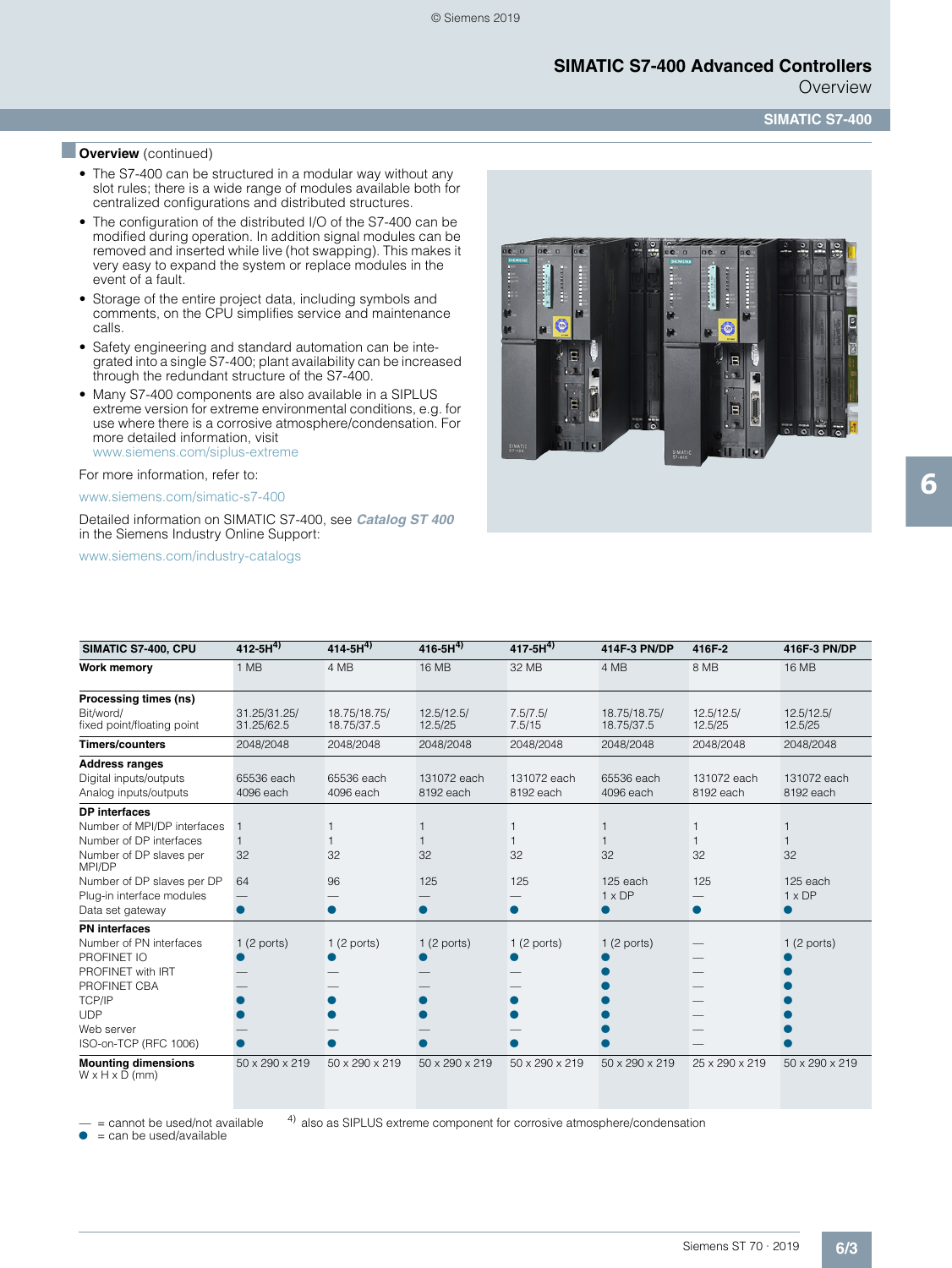## Overview (continued)

- The S7-400 can be structured in a modular way without any slot rules; there is a wide range of modules available both for centralized configurations and distributed structures.
- The configuration of the distributed I/O of the S7-400 can be modified during operation. In addition signal modules can be removed and inserted while live (hot swapping). This makes it very easy to expand the system or replace modules in the event of a fault.
- Storage of the entire project data, including symbols and comments, on the CPU simplifies service and maintenance calls.
- Safety engineering and standard automation can be integrated into a single S7-400; plant availability can be increased through the redundant structure of the S7-400.
- Many S7-400 components are also available in a SIPLUS extreme version for extreme environmental conditions, e.g. for use where there is a corrosive atmosphere/condensation. For more detailed information, visit www.siemens.com/siplus-extreme

For more information, refer to:

www.siemens.com/simatic-s7-400

Detailed information on SIMATIC S7-400, see ***Catalog ST 400*** in the Siemens Industry Online Support:

www.siemens.com/industry-catalogs

| SIMATIC S7-400, CPU | 412-5H[4] | 414-5H[4] | 416-5H[4] | 417-5H[4] | 414F-3 PN/DP | 416F-2 | 416F-3 PN/DP |
|---|---|---|---|---|---|---|---|
| **Work memory** | 1 MB | 4 MB | 16 MB | 32 MB | 4 MB | 8 MB | 16 MB |
| **Processing times (ns)** | | | | | | | |
| Bit/word/ fixed point/floating point | 31.25/31.25/ 31.25/62.5 | 18.75/18.75/ 18.75/37.5 | 12.5/12.5/ 12.5/25 | 7.5/7.5/ 7.5/15 | 18.75/18.75/ 18.75/37.5 | 12.5/12.5/ 12.5/25 | 12.5/12.5/ 12.5/25 |
| **Timers/counters** | 2048/2048 | 2048/2048 | 2048/2048 | 2048/2048 | 2048/2048 | 2048/2048 | 2048/2048 |
| **Address ranges** | | | | | | | |
| Digital inputs/outputs | 65536 each | 65536 each | 131072 each | 131072 each | 65536 each | 131072 each | 131072 each |
| Analog inputs/outputs | 4096 each | 4096 each | 8192 each | 8192 each | 4096 each | 8192 each | 8192 each |
| **DP interfaces** | | | | | | | |
| Number of MPI/DP interfaces | 1 | 1 | 1 | 1 | 1 | 1 | 1 |
| Number of DP interfaces | 1 | 1 | 1 | 1 | 1 | 1 | 1 |
| Number of DP slaves per MPI/DP | 32 | 32 | 32 | 32 | 32 | 32 | 32 |
| Number of DP slaves per DP | 64 | 96 | 125 | 125 | 125 each | 125 | 125 each |
| Plug-in interface modules | — | — | — | — | 1 x DP | — | 1 x DP |
| Data set gateway | ● | ● | ● | ● | ● | ● | ● |
| **PN interfaces** | | | | | | | |
| Number of PN interfaces | 1 (2 ports) | 1 (2 ports) | 1 (2 ports) | 1 (2 ports) | 1 (2 ports) | — | 1 (2 ports) |
| PROFINET IO | ● | ● | ● | ● | ● | — | ● |
| PROFINET with IRT | — | — | — | — | ● | — | ● |
| PROFINET CBA | — | — | — | — | ● | — | ● |
| TCP/IP | ● | ● | ● | ● | ● | — | ● |
| UDP | ● | ● | ● | ● | ● | — | ● |
| Web server | — | — | — | — | ● | — | ● |
| ISO-on-TCP (RFC 1006) | ● | ● | ● | ● | ● | — | ● |
| **Mounting dimensions** W x H x D (mm) | 50 x 290 x 219 | 50 x 290 x 219 | 50 x 290 x 219 | 50 x 290 x 219 | 50 x 290 x 219 | 25 x 290 x 219 | 50 x 290 x 219 |

— = cannot be used/not available
● = can be used/available

[4] also as SIPLUS extreme component for corrosive atmosphere/condensation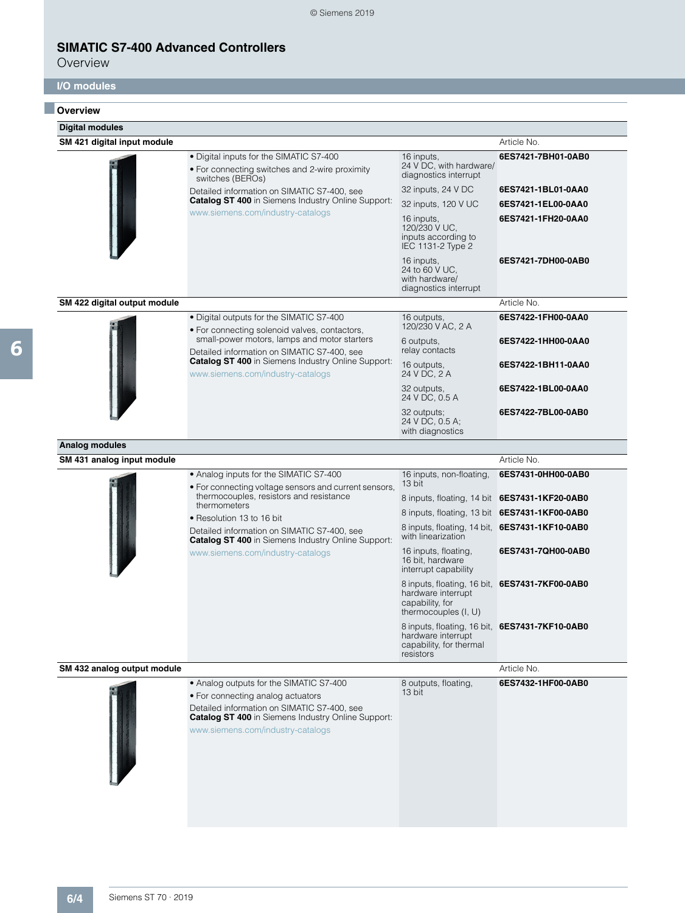# SIMATIC S7-400 Advanced Controllers

Overview

## I/O modules

### Overview

#### Digital modules

**SM 421 digital input module**

| | | Article No. |
|---|---|---|
| • Digital inputs for the SIMATIC S7-400<br>• For connecting switches and 2-wire proximity switches (BEROs)<br>Detailed information on SIMATIC S7-400, see **Catalog ST 400** in Siemens Industry Online Support:<br>www.siemens.com/industry-catalogs | 16 inputs, 24 V DC, with hardware/ diagnostics interrupt | **6ES7421-7BH01-0AB0** |
| | 32 inputs, 24 V DC | **6ES7421-1BL01-0AA0** |
| | 32 inputs, 120 V UC | **6ES7421-1EL00-0AA0** |
| | 16 inputs, 120/230 V UC, inputs according to IEC 1131-2 Type 2 | **6ES7421-1FH20-0AA0** |
| | 16 inputs, 24 to 60 V UC, with hardware/ diagnostics interrupt | **6ES7421-7DH00-0AB0** |

**SM 422 digital output module**

| | | Article No. |
|---|---|---|
| • Digital outputs for the SIMATIC S7-400<br>• For connecting solenoid valves, contactors, small-power motors, lamps and motor starters<br>Detailed information on SIMATIC S7-400, see **Catalog ST 400** in Siemens Industry Online Support:<br>www.siemens.com/industry-catalogs | 16 outputs, 120/230 V AC, 2 A | **6ES7422-1FH00-0AA0** |
| | 6 outputs, relay contacts | **6ES7422-1HH00-0AA0** |
| | 16 outputs, 24 V DC, 2 A | **6ES7422-1BH11-0AA0** |
| | 32 outputs, 24 V DC, 0.5 A | **6ES7422-1BL00-0AA0** |
| | 32 outputs; 24 V DC, 0.5 A; with diagnostics | **6ES7422-7BL00-0AB0** |

#### Analog modules

**SM 431 analog input module**

| | | Article No. |
|---|---|---|
| • Analog inputs for the SIMATIC S7-400<br>• For connecting voltage sensors and current sensors, thermocouples, resistors and resistance thermometers<br>• Resolution 13 to 16 bit<br>Detailed information on SIMATIC S7-400, see **Catalog ST 400** in Siemens Industry Online Support:<br>www.siemens.com/industry-catalogs | 16 inputs, non-floating, 13 bit | **6ES7431-0HH00-0AB0** |
| | 8 inputs, floating, 14 bit | **6ES7431-1KF20-0AB0** |
| | 8 inputs, floating, 13 bit | **6ES7431-1KF00-0AB0** |
| | 8 inputs, floating, 14 bit, with linearization | **6ES7431-1KF10-0AB0** |
| | 16 inputs, floating, 16 bit, hardware interrupt capability | **6ES7431-7QH00-0AB0** |
| | 8 inputs, floating, 16 bit, hardware interrupt capability, for thermocouples (I, U) | **6ES7431-7KF00-0AB0** |
| | 8 inputs, floating, 16 bit, hardware interrupt capability, for thermal resistors | **6ES7431-7KF10-0AB0** |

**SM 432 analog output module**

| | | Article No. |
|---|---|---|
| • Analog outputs for the SIMATIC S7-400<br>• For connecting analog actuators<br>Detailed information on SIMATIC S7-400, see **Catalog ST 400** in Siemens Industry Online Support:<br>www.siemens.com/industry-catalogs | 8 outputs, floating, 13 bit | **6ES7432-1HF00-0AB0** |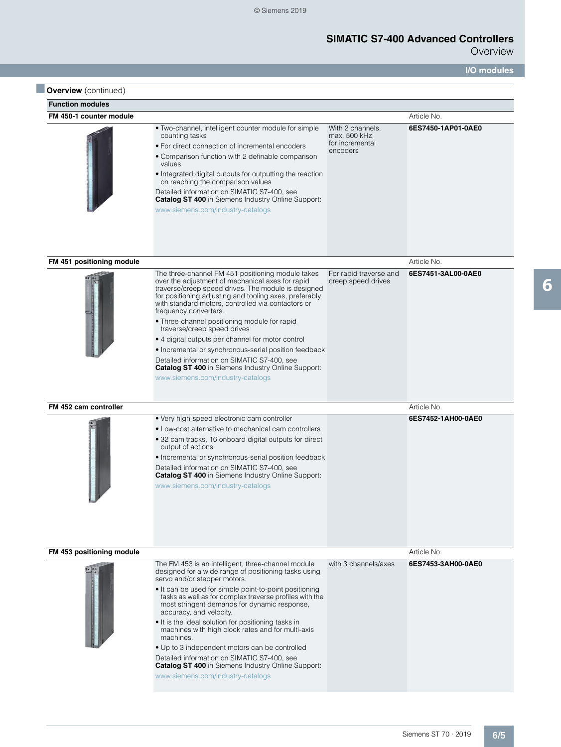## Overview (continued)

### Function modules

| FM 450-1 counter module | | | Article No. |
|---|---|---|---|
| | • Two-channel, intelligent counter module for simple counting tasks<br>• For direct connection of incremental encoders<br>• Comparison function with 2 definable comparison values<br>• Integrated digital outputs for outputting the reaction on reaching the comparison values<br>Detailed information on SIMATIC S7-400, see **Catalog ST 400** in Siemens Industry Online Support:<br>www.siemens.com/industry-catalogs | With 2 channels, max. 500 kHz; for incremental encoders | **6ES7450-1AP01-0AE0** |

| FM 451 positioning module | | | Article No. |
|---|---|---|---|
| | The three-channel FM 451 positioning module takes over the adjustment of mechanical axes for rapid traverse/creep speed drives. The module is designed for positioning adjusting and tooling axes, preferably with standard motors, controlled via contactors or frequency converters.<br>• Three-channel positioning module for rapid traverse/creep speed drives<br>• 4 digital outputs per channel for motor control<br>• Incremental or synchronous-serial position feedback<br>Detailed information on SIMATIC S7-400, see **Catalog ST 400** in Siemens Industry Online Support:<br>www.siemens.com/industry-catalogs | For rapid traverse and creep speed drives | **6ES7451-3AL00-0AE0** |

| FM 452 cam controller | | | Article No. |
|---|---|---|---|
| | • Very high-speed electronic cam controller<br>• Low-cost alternative to mechanical cam controllers<br>• 32 cam tracks, 16 onboard digital outputs for direct output of actions<br>• Incremental or synchronous-serial position feedback<br>Detailed information on SIMATIC S7-400, see **Catalog ST 400** in Siemens Industry Online Support:<br>www.siemens.com/industry-catalogs | | **6ES7452-1AH00-0AE0** |

| FM 453 positioning module | | | Article No. |
|---|---|---|---|
| | The FM 453 is an intelligent, three-channel module designed for a wide range of positioning tasks using servo and/or stepper motors.<br>• It can be used for simple point-to-point positioning tasks as well as for complex traverse profiles with the most stringent demands for dynamic response, accuracy, and velocity.<br>• It is the ideal solution for positioning tasks in machines with high clock rates and for multi-axis machines.<br>• Up to 3 independent motors can be controlled<br>Detailed information on SIMATIC S7-400, see **Catalog ST 400** in Siemens Industry Online Support:<br>www.siemens.com/industry-catalogs | with 3 channels/axes | **6ES7453-3AH00-0AE0** |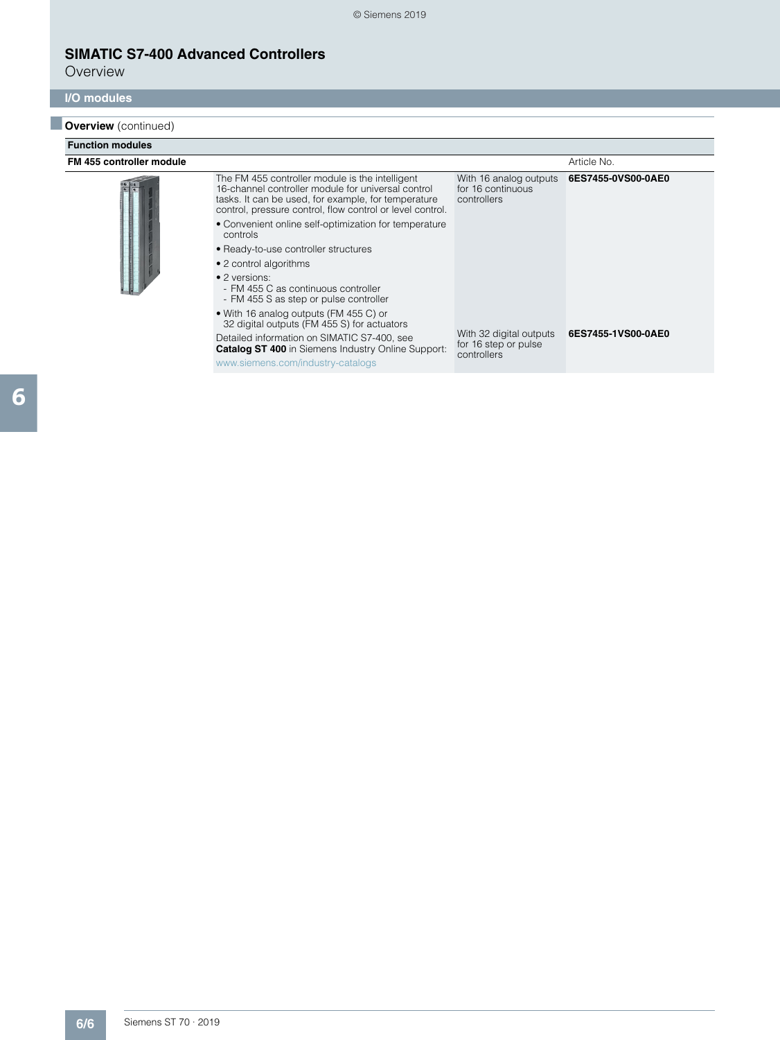# SIMATIC S7-400 Advanced Controllers

Overview

## I/O modules

### Overview (continued)

**Function modules**

| FM 455 controller module | | | Article No. |
|---|---|---|---|
| | The FM 455 controller module is the intelligent 16-channel controller module for universal control tasks. It can be used, for example, for temperature control, pressure control, flow control or level control.<br>• Convenient online self-optimization for temperature controls<br>• Ready-to-use controller structures<br>• 2 control algorithms<br>• 2 versions:<br>- FM 455 C as continuous controller<br>- FM 455 S as step or pulse controller<br>• With 16 analog outputs (FM 455 C) or 32 digital outputs (FM 455 S) for actuators<br>Detailed information on SIMATIC S7-400, see **Catalog ST 400** in Siemens Industry Online Support:<br>www.siemens.com/industry-catalogs | With 16 analog outputs for 16 continuous controllers | **6ES7455-0VS00-0AE0** |
| | | With 32 digital outputs for 16 step or pulse controllers | **6ES7455-1VS00-0AE0** |